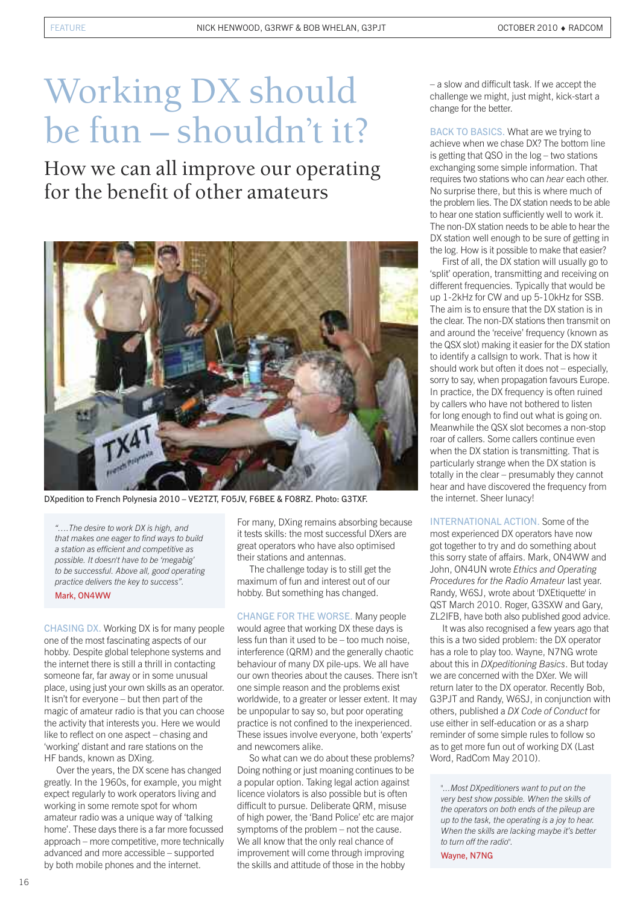# Working DX should be fun – shouldn't it?

## How we can all improve our operating for the benefit of other amateurs

DXpedition to French Polynesia 2010 – VE2TZT, FO5JV, F6BEE & FO8RZ. Photo: G3TXF.

> *"….The desire to work DX is high, and that makes one eager to find ways to build a station as efficient and competitive as possible. It doesn't have to be 'megabig' to be successful. Above all, good operating practice delivers the key to success".*
>
> Mark, ON4WW

CHASING DX. Working DX is for many people one of the most fascinating aspects of our hobby. Despite global telephone systems and the internet there is still a thrill in contacting someone far, far away or in some unusual place, using just your own skills as an operator. It isn't for everyone – but then part of the magic of amateur radio is that you can choose the activity that interests you. Here we would like to reflect on one aspect – chasing and 'working' distant and rare stations on the HF bands, known as DXing.

Over the years, the DX scene has changed greatly. In the 1960s, for example, you might expect regularly to work operators living and working in some remote spot for whom amateur radio was a unique way of 'talking home'. These days there is a far more focussed approach – more competitive, more technically advanced and more accessible – supported by both mobile phones and the internet.

For many, DXing remains absorbing because it tests skills: the most successful DXers are great operators who have also optimised their stations and antennas.

The challenge today is to still get the maximum of fun and interest out of our hobby. But something has changed.

CHANGE FOR THE WORSE. Many people would agree that working DX these days is less fun than it used to be – too much noise, interference (QRM) and the generally chaotic behaviour of many DX pile-ups. We all have our own theories about the causes. There isn't one simple reason and the problems exist worldwide, to a greater or lesser extent. It may be unpopular to say so, but poor operating practice is not confined to the inexperienced. These issues involve everyone, both 'experts' and newcomers alike.

So what can we do about these problems? Doing nothing or just moaning continues to be a popular option. Taking legal action against licence violators is also possible but is often difficult to pursue. Deliberate QRM, misuse of high power, the 'Band Police' etc are major symptoms of the problem – not the cause. We all know that the only real chance of improvement will come through improving the skills and attitude of those in the hobby – a slow and difficult task. If we accept the challenge we might, just might, kick-start a change for the better.

BACK TO BASICS. What are we trying to achieve when we chase DX? The bottom line is getting that QSO in the log – two stations exchanging some simple information. That requires two stations who can *hear* each other. No surprise there, but this is where much of the problem lies. The DX station needs to be able to hear one station sufficiently well to work it. The non-DX station needs to be able to hear the DX station well enough to be sure of getting in the log. How is it possible to make that easier?

First of all, the DX station will usually go to 'split' operation, transmitting and receiving on different frequencies. Typically that would be up 1-2kHz for CW and up 5-10kHz for SSB. The aim is to ensure that the DX station is in the clear. The non-DX stations then transmit on and around the 'receive' frequency (known as the QSX slot) making it easier for the DX station to identify a callsign to work. That is how it should work but often it does not – especially, sorry to say, when propagation favours Europe. In practice, the DX frequency is often ruined by callers who have not bothered to listen for long enough to find out what is going on. Meanwhile the QSX slot becomes a non-stop roar of callers. Some callers continue even when the DX station is transmitting. That is particularly strange when the DX station is totally in the clear – presumably they cannot hear and have discovered the frequency from the internet. Sheer lunacy!

INTERNATIONAL ACTION. Some of the most experienced DX operators have now got together to try and do something about this sorry state of affairs. Mark, ON4WW and John, ON4UN wrote *Ethics and Operating Procedures for the Radio Amateur* last year. Randy, W6SJ, wrote about 'DXEtiquette' in QST March 2010. Roger, G3SXW and Gary, ZL2IFB, have both also published good advice.

It was also recognised a few years ago that this is a two sided problem: the DX operator has a role to play too. Wayne, N7NG wrote about this in *DXpeditioning Basics*. But today we are concerned with the DXer. We will return later to the DX operator. Recently Bob, G3PJT and Randy, W6SJ, in conjunction with others, published a *DX Code of Conduct* for use either in self-education or as a sharp reminder of some simple rules to follow so as to get more fun out of working DX (Last Word, RadCom May 2010).

> *"...Most DXpeditioners want to put on the very best show possible. When the skills of the operators on both ends of the pileup are up to the task, the operating is a joy to hear. When the skills are lacking maybe it's better to turn off the radio".*
>
> Wayne, N7NG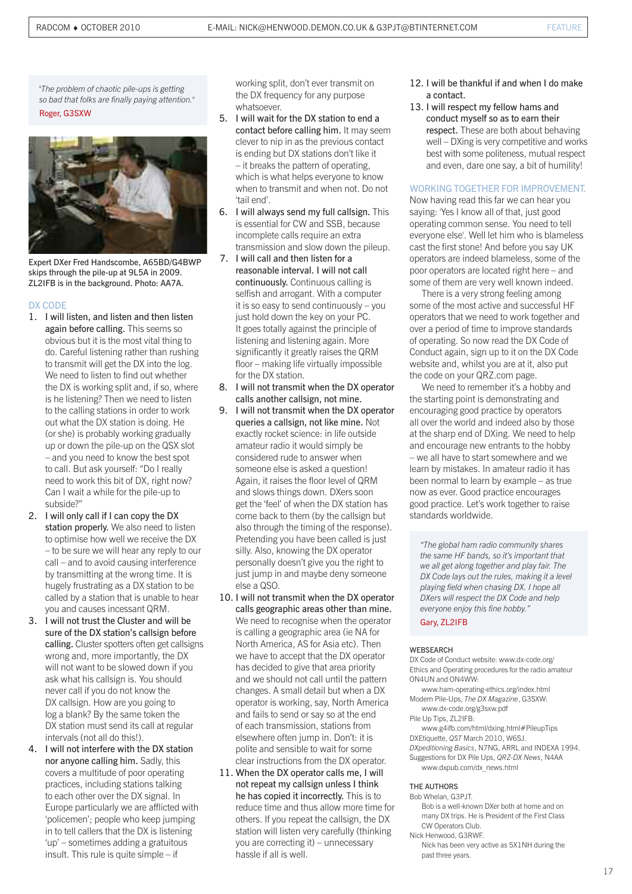*"The problem of chaotic pile-ups is getting so bad that folks are finally paying attention."*
Roger, G3SXW

Expert DXer Fred Handscombe, A65BD/G4BWP skips through the pile-up at 9L5A in 2009. ZL2IFB is in the background. Photo: AA7A.

## DX CODE

1. **I will listen, and listen and then listen again before calling.** This seems so obvious but it is the most vital thing to do. Careful listening rather than rushing to transmit will get the DX into the log. We need to listen to find out whether the DX is working split and, if so, where is he listening? Then we need to listen to the calling stations in order to work out what the DX station is doing. He (or she) is probably working gradually up or down the pile-up on the QSX slot – and you need to know the best spot to call. But ask yourself: "Do I really need to work this bit of DX, right now? Can I wait a while for the pile-up to subside?"
2. **I will only call if I can copy the DX station properly.** We also need to listen to optimise how well we receive the DX – to be sure we will hear any reply to our call – and to avoid causing interference by transmitting at the wrong time. It is hugely frustrating as a DX station to be called by a station that is unable to hear you and causes incessant QRM.
3. **I will not trust the Cluster and will be sure of the DX station's callsign before calling.** Cluster spotters often get callsigns wrong and, more importantly, the DX will not want to be slowed down if you ask what his callsign is. You should never call if you do not know the DX callsign. How are you going to log a blank? By the same token the DX station must send its call at regular intervals (not all do this!).
4. **I will not interfere with the DX station nor anyone calling him.** Sadly, this covers a multitude of poor operating practices, including stations talking to each other over the DX signal. In Europe particularly we are afflicted with 'policemen'; people who keep jumping in to tell callers that the DX is listening 'up' – sometimes adding a gratuitous insult. This rule is quite simple – if working split, don't ever transmit on the DX frequency for any purpose whatsoever.
5. **I will wait for the DX station to end a contact before calling him.** It may seem clever to nip in as the previous contact is ending but DX stations don't like it – it breaks the pattern of operating, which is what helps everyone to know when to transmit and when not. Do not 'tail end'.
6. **I will always send my full callsign.** This is essential for CW and SSB, because incomplete calls require an extra transmission and slow down the pileup.
7. **I will call and then listen for a reasonable interval. I will not call continuously.** Continuous calling is selfish and arrogant. With a computer it is so easy to send continuously – you just hold down the key on your PC. It goes totally against the principle of listening and listening again. More significantly it greatly raises the QRM floor – making life virtually impossible for the DX station.
8. **I will not transmit when the DX operator calls another callsign, not mine.**
9. **I will not transmit when the DX operator queries a callsign, not like mine.** Not exactly rocket science: in life outside amateur radio it would simply be considered rude to answer when someone else is asked a question! Again, it raises the floor level of QRM and slows things down. DXers soon get the 'feel' of when the DX station has come back to them (by the callsign but also through the timing of the response). Pretending you have been called is just silly. Also, knowing the DX operator personally doesn't give you the right to just jump in and maybe deny someone else a QSO.
10. **I will not transmit when the DX operator calls geographic areas other than mine.** We need to recognise when the operator is calling a geographic area (ie NA for North America, AS for Asia etc). Then we have to accept that the DX operator has decided to give that area priority and we should not call until the pattern changes. A small detail but when a DX operator is working, say, North America and fails to send or say so at the end of each transmission, stations from elsewhere often jump in. Don't: it is polite and sensible to wait for some clear instructions from the DX operator.
11. **When the DX operator calls me, I will not repeat my callsign unless I think he has copied it incorrectly.** This is to reduce time and thus allow more time for others. If you repeat the callsign, the DX station will listen very carefully (thinking you are correcting it) – unnecessary hassle if all is well.
12. **I will be thankful if and when I do make a contact.**
13. **I will respect my fellow hams and conduct myself so as to earn their respect.** These are both about behaving well – DXing is very competitive and works best with some politeness, mutual respect and even, dare one say, a bit of humility!

## WORKING TOGETHER FOR IMPROVEMENT.

Now having read this far we can hear you saying: 'Yes I know all of that, just good operating common sense. You need to tell everyone else'. Well let him who is blameless cast the first stone! And before you say UK operators are indeed blameless, some of the poor operators are located right here – and some of them are very well known indeed.

There is a very strong feeling among some of the most active and successful HF operators that we need to work together and over a period of time to improve standards of operating. So now read the DX Code of Conduct again, sign up to it on the DX Code website and, whilst you are at it, also put the code on your QRZ.com page.

We need to remember it's a hobby and the starting point is demonstrating and encouraging good practice by operators all over the world and indeed also by those at the sharp end of DXing. We need to help and encourage new entrants to the hobby – we all have to start somewhere and we learn by mistakes. In amateur radio it has been normal to learn by example – as true now as ever. Good practice encourages good practice. Let's work together to raise standards worldwide.

*"The global ham radio community shares the same HF bands, so it's important that we all get along together and play fair. The DX Code lays out the rules, making it a level playing field when chasing DX. I hope all DXers will respect the DX Code and help everyone enjoy this fine hobby."*
Gary, ZL2IFB

### WEBSEARCH

DX Code of Conduct website: www.dx-code.org/
Ethics and Operating procedures for the radio amateur ON4UN and ON4WW:
www.ham-operating-ethics.org/index.html
Modern Pile-Ups, *The DX Magazine*, G3SXW:
www.dx-code.org/g3sxw.pdf
Pile Up Tips, ZL2IFB:
www.g4ifb.com/html/dxing.html#PileupTips
DXEtiquette, *QST* March 2010, W6SJ.
*DXpeditioning Basics*, N7NG, ARRL and INDEXA 1994.
Suggestions for DX Pile Ups, *QRZ-DX News*, N4AA
www.dxpub.com/dx_news.html

### THE AUTHORS

Bob Whelan, G3PJT.
Bob is a well-known DXer both at home and on many DX trips. He is President of the First Class CW Operators Club.
Nick Henwood, G3RWF.
Nick has been very active as 5X1NH during the past three years.